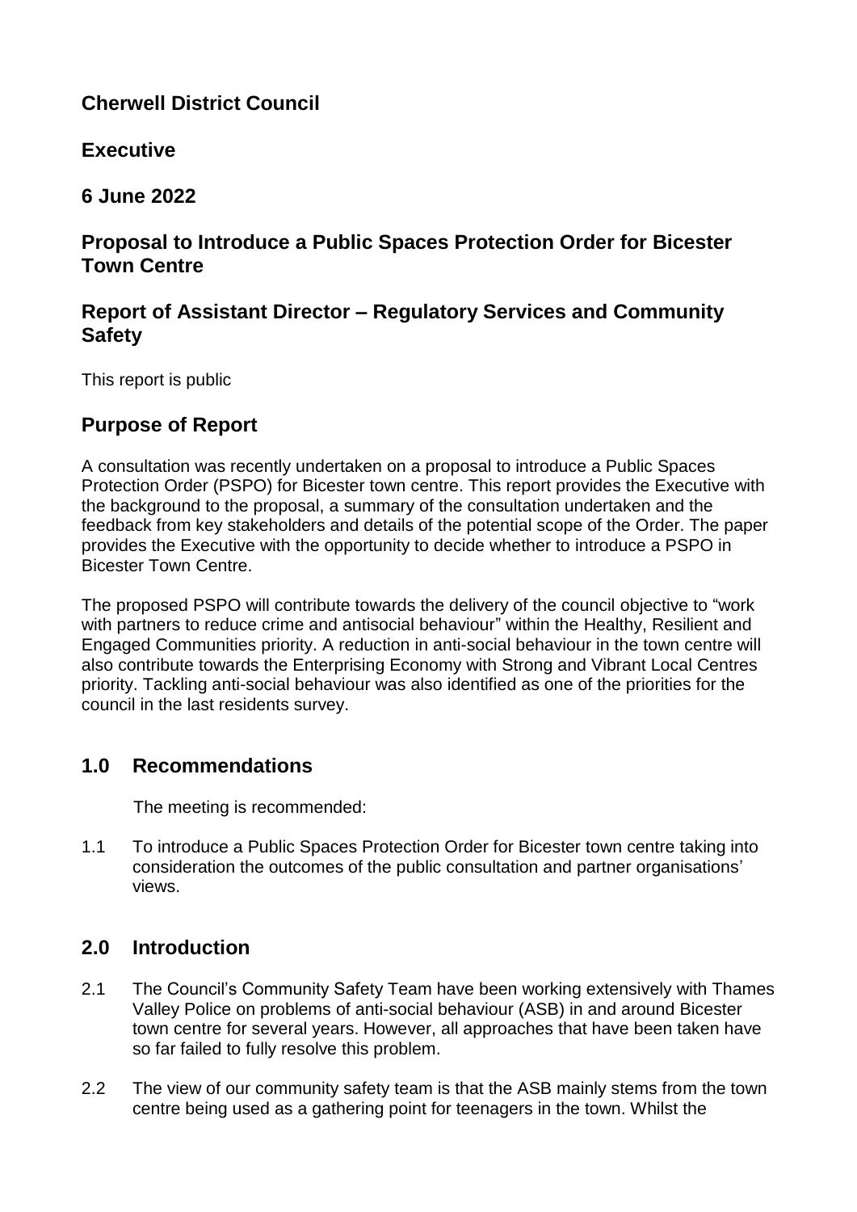# Cherwell District Council

## Executive

## 6 June 2022

## Proposal to Introduce a Public Spaces Protection Order for Bicester Town Centre

## Report of Assistant Director – Regulatory Services and Community Safety

This report is public

## Purpose of Report

A consultation was recently undertaken on a proposal to introduce a Public Spaces Protection Order (PSPO) for Bicester town centre. This report provides the Executive with the background to the proposal, a summary of the consultation undertaken and the feedback from key stakeholders and details of the potential scope of the Order. The paper provides the Executive with the opportunity to decide whether to introduce a PSPO in Bicester Town Centre.

The proposed PSPO will contribute towards the delivery of the council objective to "work with partners to reduce crime and antisocial behaviour" within the Healthy, Resilient and Engaged Communities priority. A reduction in anti-social behaviour in the town centre will also contribute towards the Enterprising Economy with Strong and Vibrant Local Centres priority. Tackling anti-social behaviour was also identified as one of the priorities for the council in the last residents survey.

## 1.0 Recommendations

The meeting is recommended:

1.1 To introduce a Public Spaces Protection Order for Bicester town centre taking into consideration the outcomes of the public consultation and partner organisations' views.

## 2.0 Introduction

2.1 The Council's Community Safety Team have been working extensively with Thames Valley Police on problems of anti-social behaviour (ASB) in and around Bicester town centre for several years. However, all approaches that have been taken have so far failed to fully resolve this problem.

2.2 The view of our community safety team is that the ASB mainly stems from the town centre being used as a gathering point for teenagers in the town. Whilst the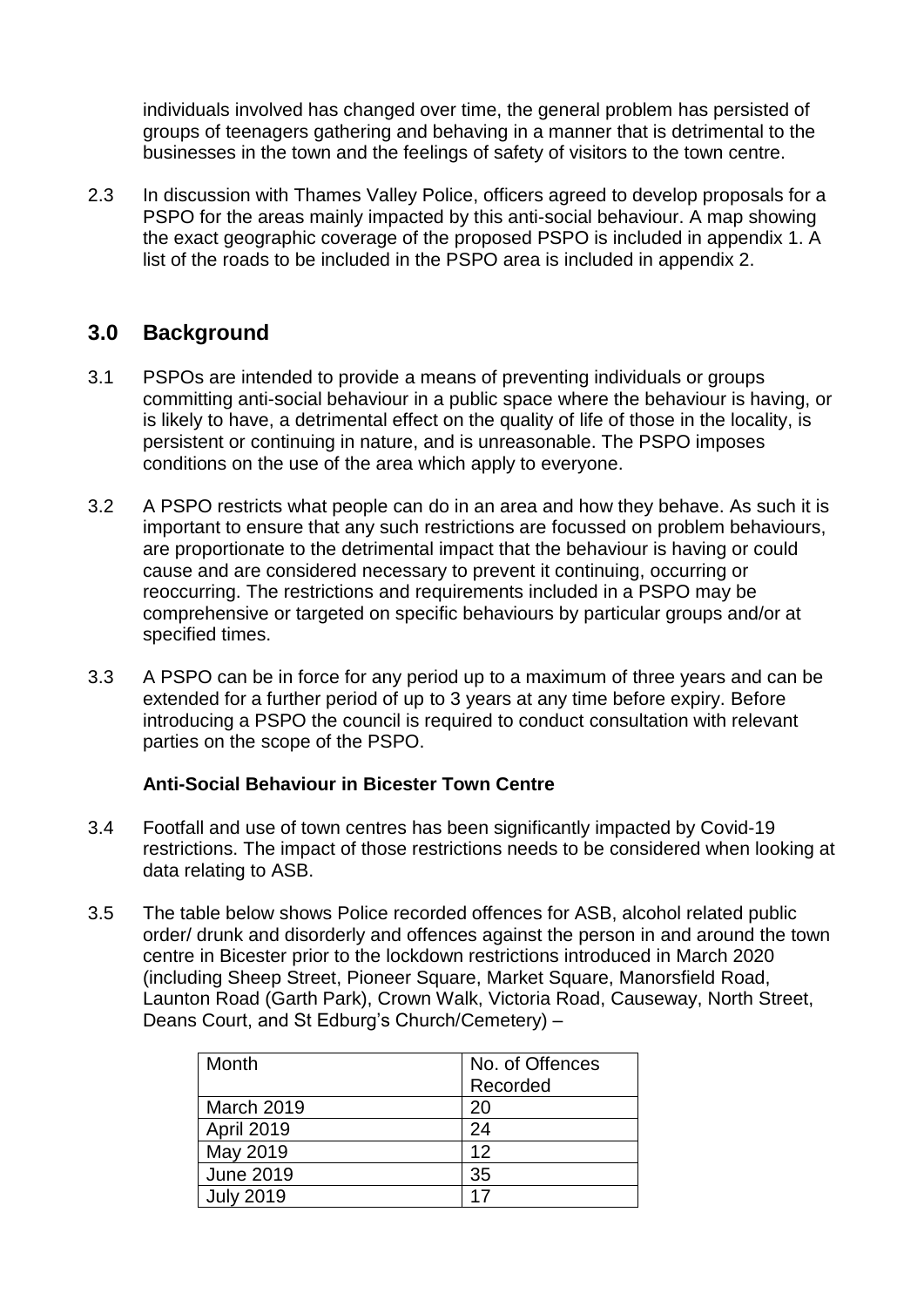individuals involved has changed over time, the general problem has persisted of groups of teenagers gathering and behaving in a manner that is detrimental to the businesses in the town and the feelings of safety of visitors to the town centre.

2.3 In discussion with Thames Valley Police, officers agreed to develop proposals for a PSPO for the areas mainly impacted by this anti-social behaviour. A map showing the exact geographic coverage of the proposed PSPO is included in appendix 1. A list of the roads to be included in the PSPO area is included in appendix 2.

## 3.0 Background

3.1 PSPOs are intended to provide a means of preventing individuals or groups committing anti-social behaviour in a public space where the behaviour is having, or is likely to have, a detrimental effect on the quality of life of those in the locality, is persistent or continuing in nature, and is unreasonable. The PSPO imposes conditions on the use of the area which apply to everyone.

3.2 A PSPO restricts what people can do in an area and how they behave. As such it is important to ensure that any such restrictions are focussed on problem behaviours, are proportionate to the detrimental impact that the behaviour is having or could cause and are considered necessary to prevent it continuing, occurring or reoccurring. The restrictions and requirements included in a PSPO may be comprehensive or targeted on specific behaviours by particular groups and/or at specified times.

3.3 A PSPO can be in force for any period up to a maximum of three years and can be extended for a further period of up to 3 years at any time before expiry. Before introducing a PSPO the council is required to conduct consultation with relevant parties on the scope of the PSPO.

**Anti-Social Behaviour in Bicester Town Centre**

3.4 Footfall and use of town centres has been significantly impacted by Covid-19 restrictions. The impact of those restrictions needs to be considered when looking at data relating to ASB.

3.5 The table below shows Police recorded offences for ASB, alcohol related public order/ drunk and disorderly and offences against the person in and around the town centre in Bicester prior to the lockdown restrictions introduced in March 2020 (including Sheep Street, Pioneer Square, Market Square, Manorsfield Road, Launton Road (Garth Park), Crown Walk, Victoria Road, Causeway, North Street, Deans Court, and St Edburg's Church/Cemetery) –

| Month | No. of Offences Recorded |
|---|---|
| March 2019 | 20 |
| April 2019 | 24 |
| May 2019 | 12 |
| June 2019 | 35 |
| July 2019 | 17 |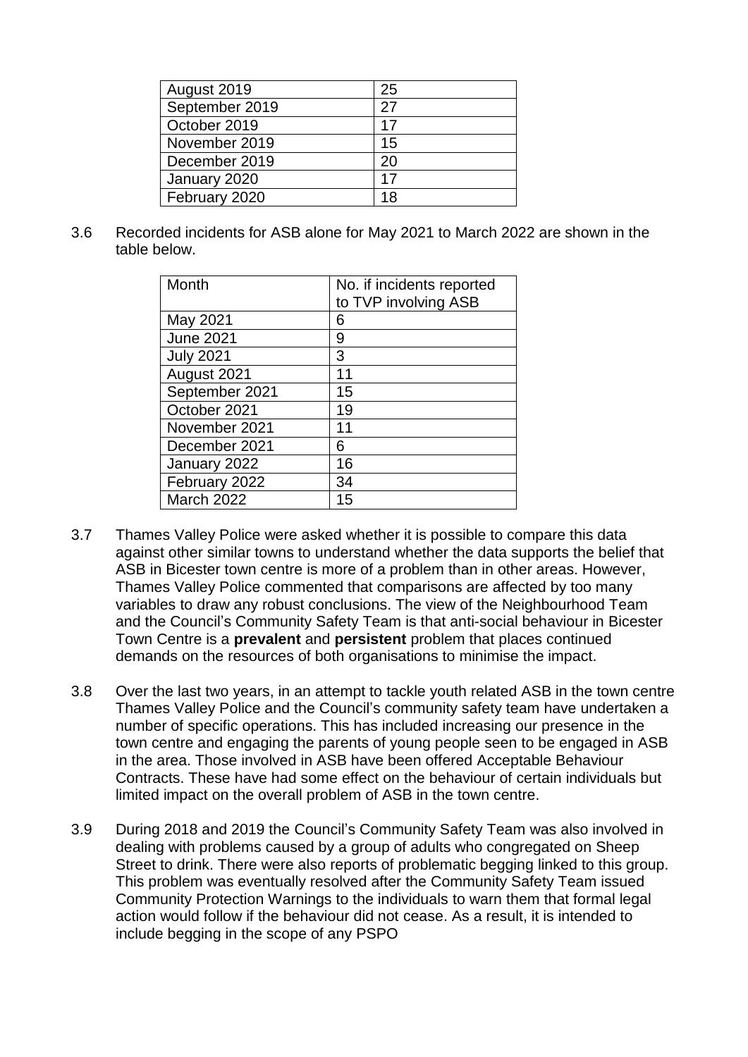| August 2019 | 25 |
|---|---|
| September 2019 | 27 |
| October 2019 | 17 |
| November 2019 | 15 |
| December 2019 | 20 |
| January 2020 | 17 |
| February 2020 | 18 |

3.6 Recorded incidents for ASB alone for May 2021 to March 2022 are shown in the table below.

| Month | No. if incidents reported to TVP involving ASB |
|---|---|
| May 2021 | 6 |
| June 2021 | 9 |
| July 2021 | 3 |
| August 2021 | 11 |
| September 2021 | 15 |
| October 2021 | 19 |
| November 2021 | 11 |
| December 2021 | 6 |
| January 2022 | 16 |
| February 2022 | 34 |
| March 2022 | 15 |

3.7 Thames Valley Police were asked whether it is possible to compare this data against other similar towns to understand whether the data supports the belief that ASB in Bicester town centre is more of a problem than in other areas. However, Thames Valley Police commented that comparisons are affected by too many variables to draw any robust conclusions. The view of the Neighbourhood Team and the Council's Community Safety Team is that anti-social behaviour in Bicester Town Centre is a **prevalent** and **persistent** problem that places continued demands on the resources of both organisations to minimise the impact.

3.8 Over the last two years, in an attempt to tackle youth related ASB in the town centre Thames Valley Police and the Council's community safety team have undertaken a number of specific operations. This has included increasing our presence in the town centre and engaging the parents of young people seen to be engaged in ASB in the area. Those involved in ASB have been offered Acceptable Behaviour Contracts. These have had some effect on the behaviour of certain individuals but limited impact on the overall problem of ASB in the town centre.

3.9 During 2018 and 2019 the Council's Community Safety Team was also involved in dealing with problems caused by a group of adults who congregated on Sheep Street to drink. There were also reports of problematic begging linked to this group. This problem was eventually resolved after the Community Safety Team issued Community Protection Warnings to the individuals to warn them that formal legal action would follow if the behaviour did not cease. As a result, it is intended to include begging in the scope of any PSPO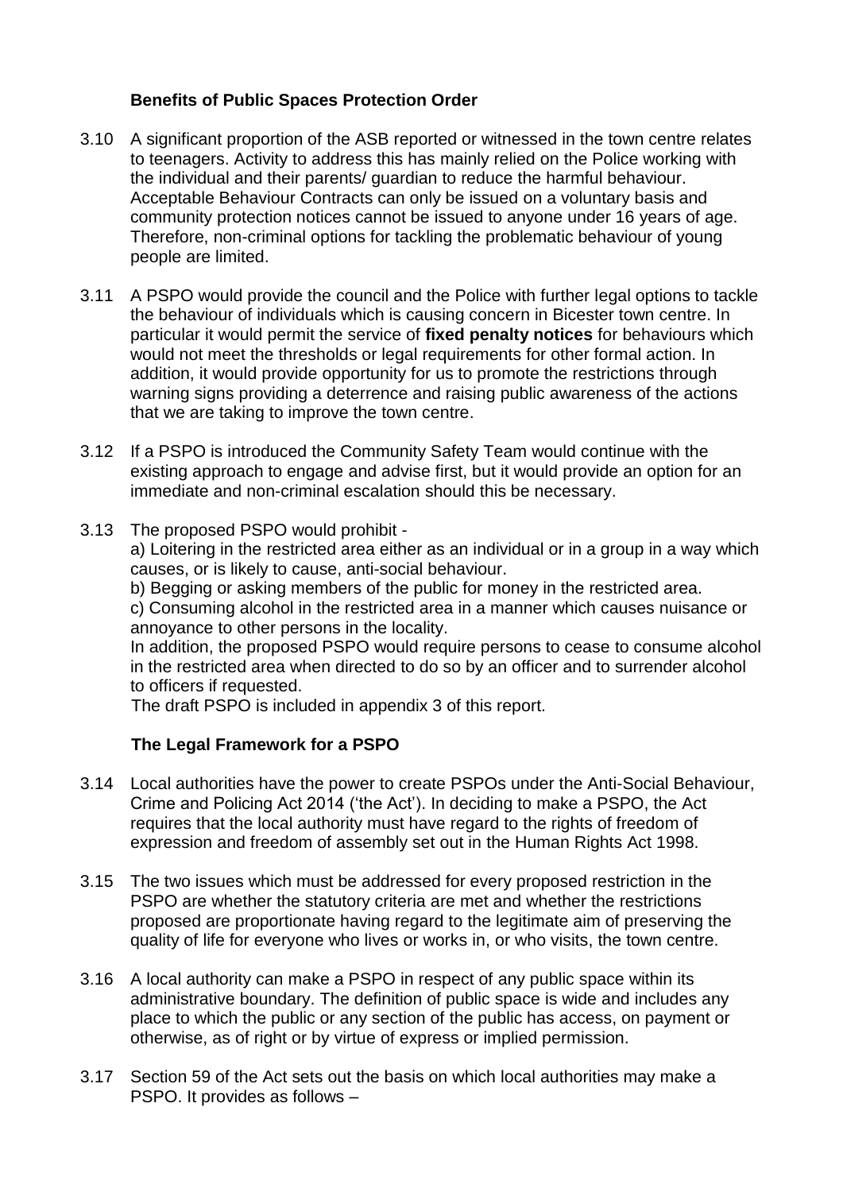### Benefits of Public Spaces Protection Order

3.10 A significant proportion of the ASB reported or witnessed in the town centre relates to teenagers. Activity to address this has mainly relied on the Police working with the individual and their parents/ guardian to reduce the harmful behaviour. Acceptable Behaviour Contracts can only be issued on a voluntary basis and community protection notices cannot be issued to anyone under 16 years of age. Therefore, non-criminal options for tackling the problematic behaviour of young people are limited.

3.11 A PSPO would provide the council and the Police with further legal options to tackle the behaviour of individuals which is causing concern in Bicester town centre. In particular it would permit the service of **fixed penalty notices** for behaviours which would not meet the thresholds or legal requirements for other formal action. In addition, it would provide opportunity for us to promote the restrictions through warning signs providing a deterrence and raising public awareness of the actions that we are taking to improve the town centre.

3.12 If a PSPO is introduced the Community Safety Team would continue with the existing approach to engage and advise first, but it would provide an option for an immediate and non-criminal escalation should this be necessary.

3.13 The proposed PSPO would prohibit -

a) Loitering in the restricted area either as an individual or in a group in a way which causes, or is likely to cause, anti-social behaviour.
b) Begging or asking members of the public for money in the restricted area.
c) Consuming alcohol in the restricted area in a manner which causes nuisance or annoyance to other persons in the locality.

In addition, the proposed PSPO would require persons to cease to consume alcohol in the restricted area when directed to do so by an officer and to surrender alcohol to officers if requested.

The draft PSPO is included in appendix 3 of this report.

### The Legal Framework for a PSPO

3.14 Local authorities have the power to create PSPOs under the Anti-Social Behaviour, Crime and Policing Act 2014 ('the Act'). In deciding to make a PSPO, the Act requires that the local authority must have regard to the rights of freedom of expression and freedom of assembly set out in the Human Rights Act 1998.

3.15 The two issues which must be addressed for every proposed restriction in the PSPO are whether the statutory criteria are met and whether the restrictions proposed are proportionate having regard to the legitimate aim of preserving the quality of life for everyone who lives or works in, or who visits, the town centre.

3.16 A local authority can make a PSPO in respect of any public space within its administrative boundary. The definition of public space is wide and includes any place to which the public or any section of the public has access, on payment or otherwise, as of right or by virtue of express or implied permission.

3.17 Section 59 of the Act sets out the basis on which local authorities may make a PSPO. It provides as follows –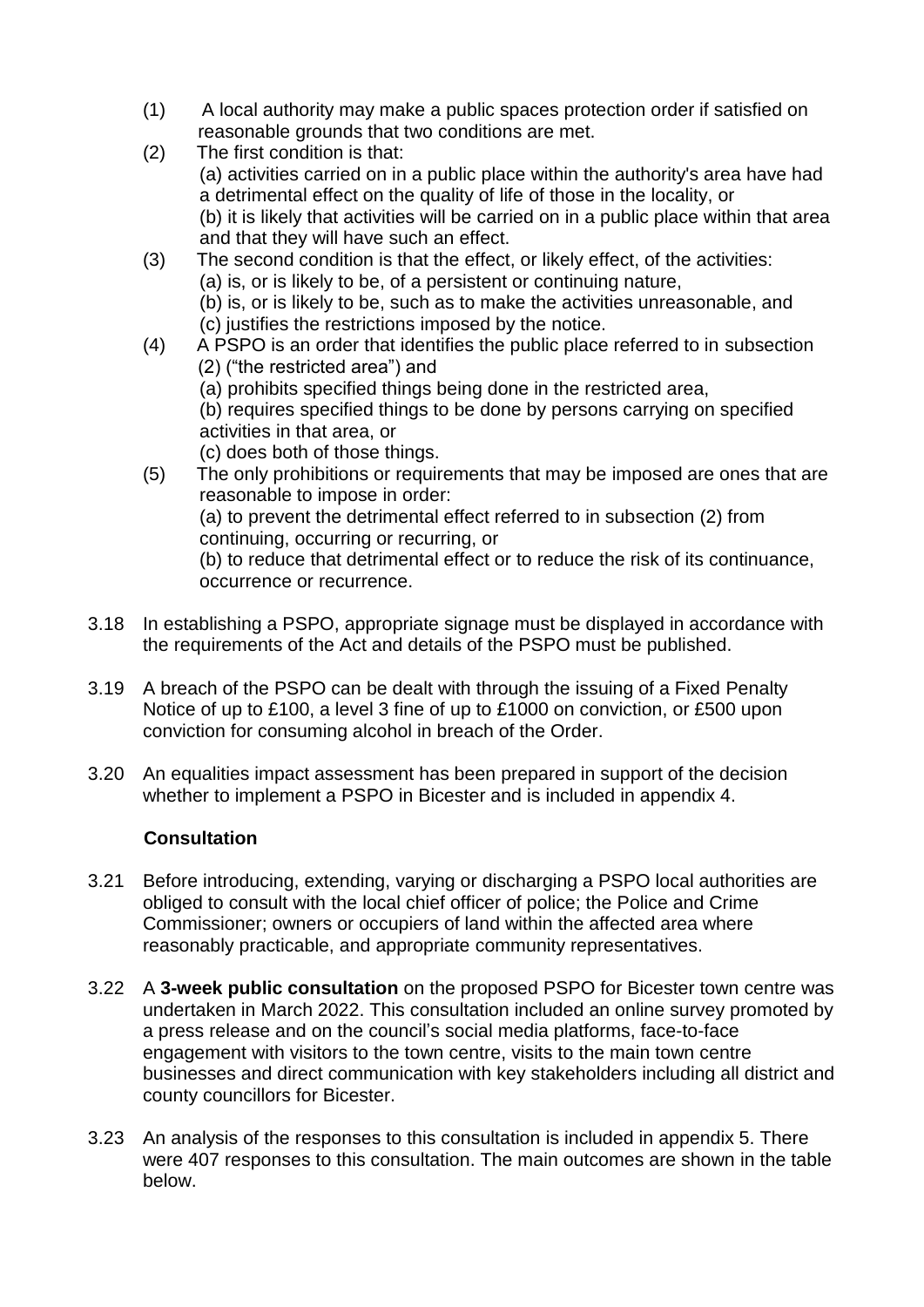(1) A local authority may make a public spaces protection order if satisfied on reasonable grounds that two conditions are met.

(2) The first condition is that:
(a) activities carried on in a public place within the authority's area have had a detrimental effect on the quality of life of those in the locality, or
(b) it is likely that activities will be carried on in a public place within that area and that they will have such an effect.

(3) The second condition is that the effect, or likely effect, of the activities:
(a) is, or is likely to be, of a persistent or continuing nature,
(b) is, or is likely to be, such as to make the activities unreasonable, and
(c) justifies the restrictions imposed by the notice.

(4) A PSPO is an order that identifies the public place referred to in subsection (2) ("the restricted area") and
(a) prohibits specified things being done in the restricted area,
(b) requires specified things to be done by persons carrying on specified activities in that area, or
(c) does both of those things.

(5) The only prohibitions or requirements that may be imposed are ones that are reasonable to impose in order:
(a) to prevent the detrimental effect referred to in subsection (2) from continuing, occurring or recurring, or
(b) to reduce that detrimental effect or to reduce the risk of its continuance, occurrence or recurrence.

3.18 In establishing a PSPO, appropriate signage must be displayed in accordance with the requirements of the Act and details of the PSPO must be published.

3.19 A breach of the PSPO can be dealt with through the issuing of a Fixed Penalty Notice of up to £100, a level 3 fine of up to £1000 on conviction, or £500 upon conviction for consuming alcohol in breach of the Order.

3.20 An equalities impact assessment has been prepared in support of the decision whether to implement a PSPO in Bicester and is included in appendix 4.

### Consultation

3.21 Before introducing, extending, varying or discharging a PSPO local authorities are obliged to consult with the local chief officer of police; the Police and Crime Commissioner; owners or occupiers of land within the affected area where reasonably practicable, and appropriate community representatives.

3.22 A **3-week public consultation** on the proposed PSPO for Bicester town centre was undertaken in March 2022. This consultation included an online survey promoted by a press release and on the council's social media platforms, face-to-face engagement with visitors to the town centre, visits to the main town centre businesses and direct communication with key stakeholders including all district and county councillors for Bicester.

3.23 An analysis of the responses to this consultation is included in appendix 5. There were 407 responses to this consultation. The main outcomes are shown in the table below.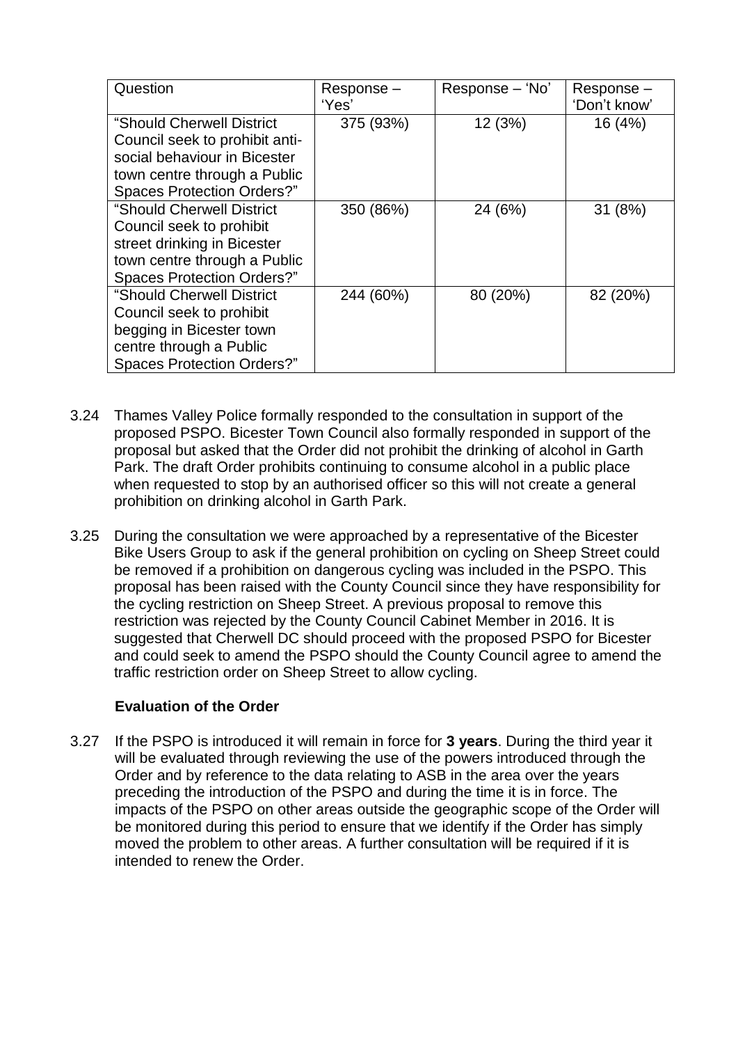| Question | Response – 'Yes' | Response – 'No' | Response – 'Don't know' |
|---|---|---|---|
| "Should Cherwell District Council seek to prohibit anti-social behaviour in Bicester town centre through a Public Spaces Protection Orders?" | 375 (93%) | 12 (3%) | 16 (4%) |
| "Should Cherwell District Council seek to prohibit street drinking in Bicester town centre through a Public Spaces Protection Orders?" | 350 (86%) | 24 (6%) | 31 (8%) |
| "Should Cherwell District Council seek to prohibit begging in Bicester town centre through a Public Spaces Protection Orders?" | 244 (60%) | 80 (20%) | 82 (20%) |

3.24 Thames Valley Police formally responded to the consultation in support of the proposed PSPO. Bicester Town Council also formally responded in support of the proposal but asked that the Order did not prohibit the drinking of alcohol in Garth Park. The draft Order prohibits continuing to consume alcohol in a public place when requested to stop by an authorised officer so this will not create a general prohibition on drinking alcohol in Garth Park.

3.25 During the consultation we were approached by a representative of the Bicester Bike Users Group to ask if the general prohibition on cycling on Sheep Street could be removed if a prohibition on dangerous cycling was included in the PSPO. This proposal has been raised with the County Council since they have responsibility for the cycling restriction on Sheep Street. A previous proposal to remove this restriction was rejected by the County Council Cabinet Member in 2016. It is suggested that Cherwell DC should proceed with the proposed PSPO for Bicester and could seek to amend the PSPO should the County Council agree to amend the traffic restriction order on Sheep Street to allow cycling.

**Evaluation of the Order**

3.27 If the PSPO is introduced it will remain in force for **3 years**. During the third year it will be evaluated through reviewing the use of the powers introduced through the Order and by reference to the data relating to ASB in the area over the years preceding the introduction of the PSPO and during the time it is in force. The impacts of the PSPO on other areas outside the geographic scope of the Order will be monitored during this period to ensure that we identify if the Order has simply moved the problem to other areas. A further consultation will be required if it is intended to renew the Order.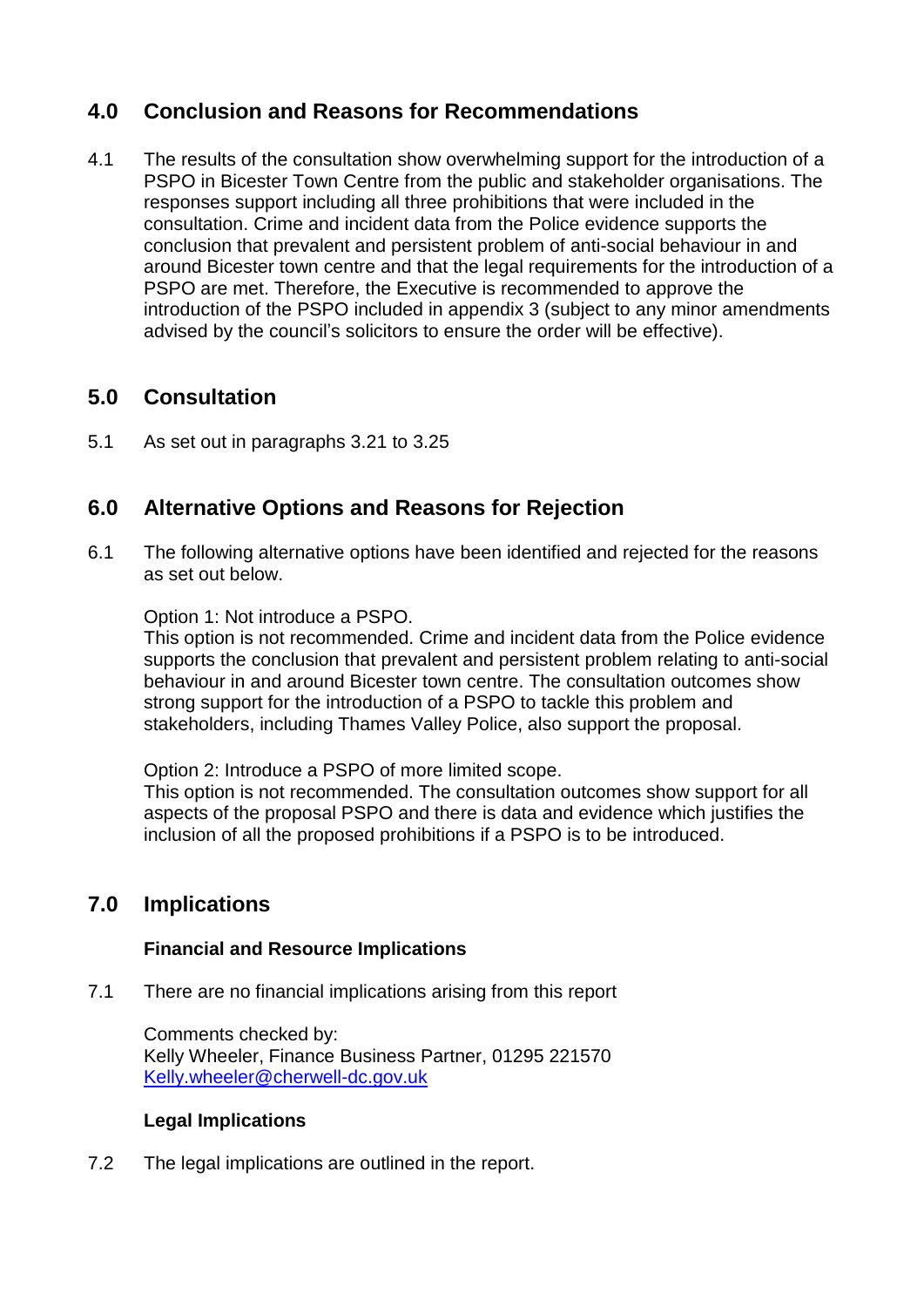## 4.0 Conclusion and Reasons for Recommendations

4.1 The results of the consultation show overwhelming support for the introduction of a PSPO in Bicester Town Centre from the public and stakeholder organisations. The responses support including all three prohibitions that were included in the consultation. Crime and incident data from the Police evidence supports the conclusion that prevalent and persistent problem of anti-social behaviour in and around Bicester town centre and that the legal requirements for the introduction of a PSPO are met. Therefore, the Executive is recommended to approve the introduction of the PSPO included in appendix 3 (subject to any minor amendments advised by the council's solicitors to ensure the order will be effective).

## 5.0 Consultation

5.1 As set out in paragraphs 3.21 to 3.25

## 6.0 Alternative Options and Reasons for Rejection

6.1 The following alternative options have been identified and rejected for the reasons as set out below.

Option 1: Not introduce a PSPO.
This option is not recommended. Crime and incident data from the Police evidence supports the conclusion that prevalent and persistent problem relating to anti-social behaviour in and around Bicester town centre. The consultation outcomes show strong support for the introduction of a PSPO to tackle this problem and stakeholders, including Thames Valley Police, also support the proposal.

Option 2: Introduce a PSPO of more limited scope.
This option is not recommended. The consultation outcomes show support for all aspects of the proposal PSPO and there is data and evidence which justifies the inclusion of all the proposed prohibitions if a PSPO is to be introduced.

## 7.0 Implications

**Financial and Resource Implications**

7.1 There are no financial implications arising from this report

Comments checked by:
Kelly Wheeler, Finance Business Partner, 01295 221570
[Kelly.wheeler@cherwell-dc.gov.uk](mailto:Kelly.wheeler@cherwell-dc.gov.uk)

**Legal Implications**

7.2 The legal implications are outlined in the report.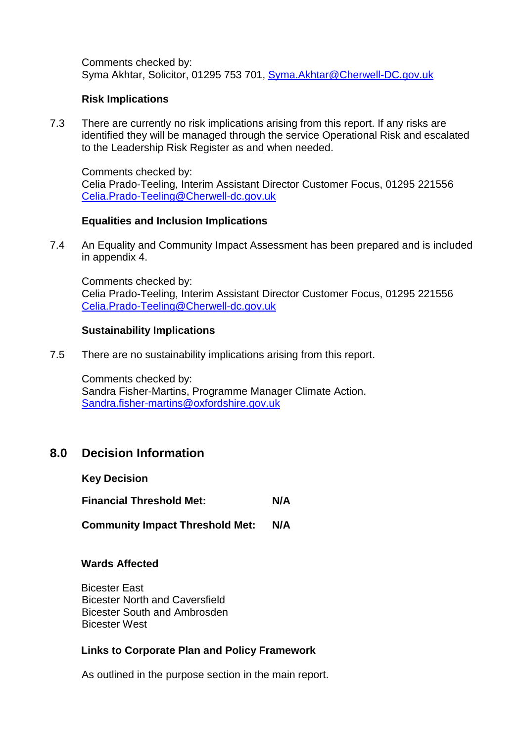Comments checked by:
Syma Akhtar, Solicitor, 01295 753 701, Syma.Akhtar@Cherwell-DC.gov.uk

**Risk Implications**

7.3 There are currently no risk implications arising from this report. If any risks are identified they will be managed through the service Operational Risk and escalated to the Leadership Risk Register as and when needed.

Comments checked by:
Celia Prado-Teeling, Interim Assistant Director Customer Focus, 01295 221556
Celia.Prado-Teeling@Cherwell-dc.gov.uk

**Equalities and Inclusion Implications**

7.4 An Equality and Community Impact Assessment has been prepared and is included in appendix 4.

Comments checked by:
Celia Prado-Teeling, Interim Assistant Director Customer Focus, 01295 221556
Celia.Prado-Teeling@Cherwell-dc.gov.uk

**Sustainability Implications**

7.5 There are no sustainability implications arising from this report.

Comments checked by:
Sandra Fisher-Martins, Programme Manager Climate Action.
Sandra.fisher-martins@oxfordshire.gov.uk

## 8.0 Decision Information

**Key Decision**

**Financial Threshold Met:** **N/A**

**Community Impact Threshold Met:** **N/A**

**Wards Affected**

Bicester East
Bicester North and Caversfield
Bicester South and Ambrosden
Bicester West

**Links to Corporate Plan and Policy Framework**

As outlined in the purpose section in the main report.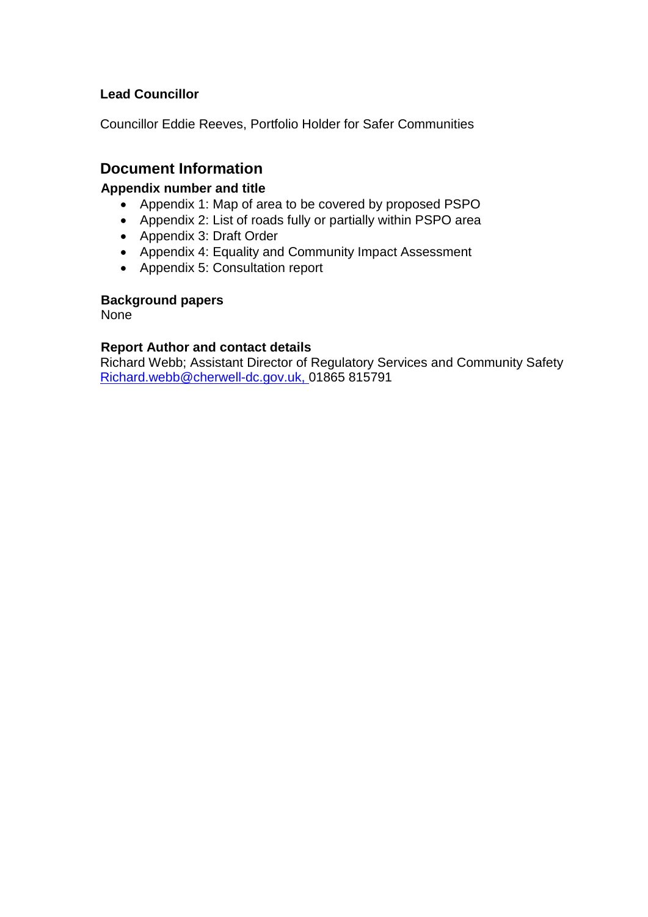**Lead Councillor**

Councillor Eddie Reeves, Portfolio Holder for Safer Communities

## Document Information

### Appendix number and title

- Appendix 1: Map of area to be covered by proposed PSPO
- Appendix 2: List of roads fully or partially within PSPO area
- Appendix 3: Draft Order
- Appendix 4: Equality and Community Impact Assessment
- Appendix 5: Consultation report

### Background papers

None

### Report Author and contact details

Richard Webb; Assistant Director of Regulatory Services and Community Safety
Richard.webb@cherwell-dc.gov.uk, 01865 815791